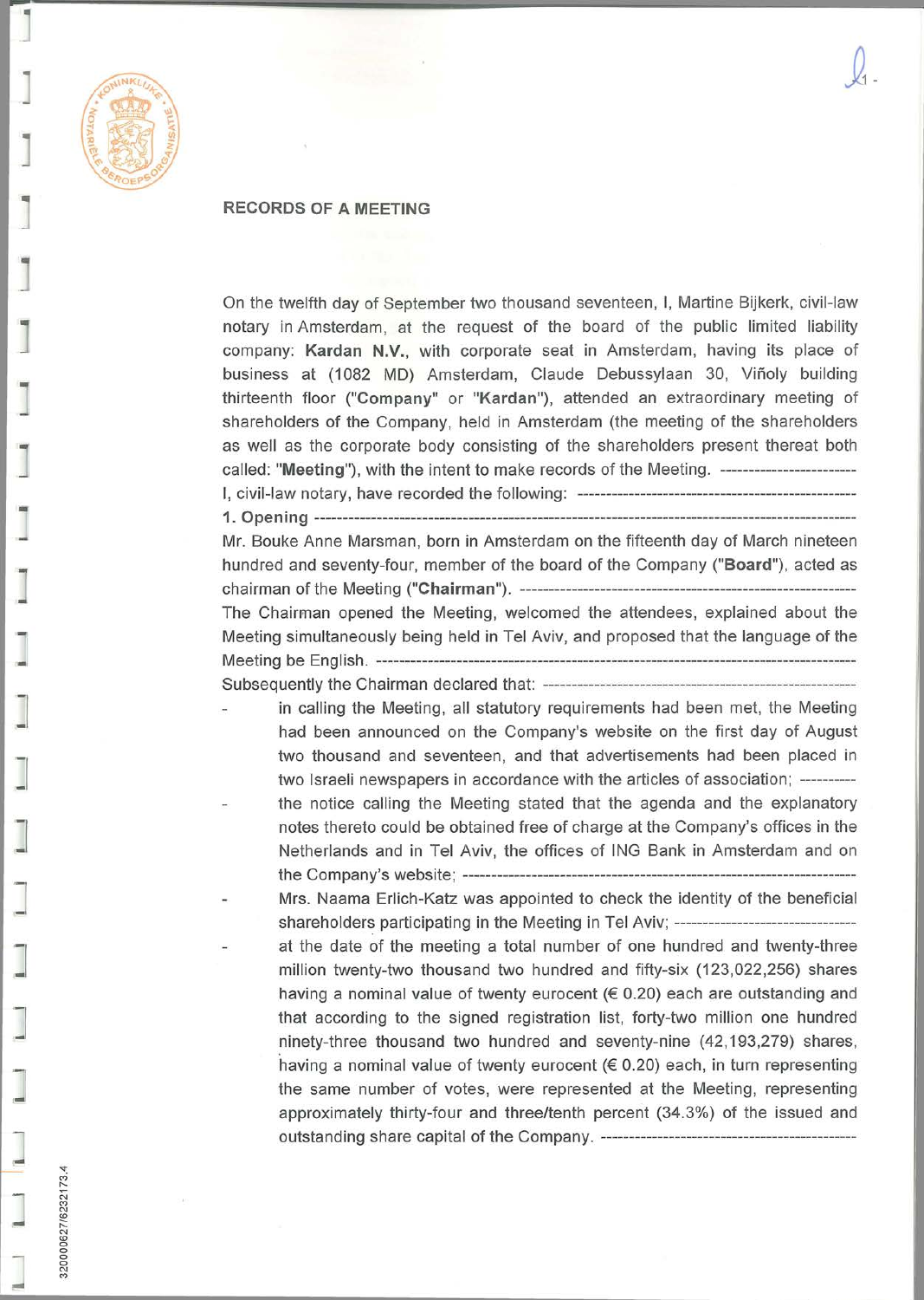## RECORDS OF A MEETING

On the twelfth day of September two thousand seventeen, I, Martine Bijkerk, civil-law notary in Amsterdam, at the request of the board of the public limited liability company: **Kardan N.V.**, with corporate seat in Amsterdam, having its place of business at (1082 MD) Amsterdam, Claude Debussylaan 30, Viñoly building thirteenth floor ("**Company**" or "**Kardan**"), attended an extraordinary meeting of shareholders of the Company, held in Amsterdam (the meeting of the shareholders as well as the corporate body consisting of the shareholders present thereat both called: "**Meeting**"), with the intent to make records of the Meeting. ----------------------

I, civil-law notary, have recorded the following: -----------------------------------------------

**1. Opening** ----------------------------------------------------------------------------------------

Mr. Bouke Anne Marsman, born in Amsterdam on the fifteenth day of March nineteen hundred and seventy-four, member of the board of the Company ("**Board**"), acted as chairman of the Meeting ("**Chairman**"). -------------------------------------------------------

The Chairman opened the Meeting, welcomed the attendees, explained about the Meeting simultaneously being held in Tel Aviv, and proposed that the language of the Meeting be English. ---------------------------------------------------------------------------------

Subsequently the Chairman declared that: ---------------------------------------------------

- in calling the Meeting, all statutory requirements had been met, the Meeting had been announced on the Company's website on the first day of August two thousand and seventeen, and that advertisements had been placed in two Israeli newspapers in accordance with the articles of association; ---------
- the notice calling the Meeting stated that the agenda and the explanatory notes thereto could be obtained free of charge at the Company's offices in the Netherlands and in Tel Aviv, the offices of ING Bank in Amsterdam and on the Company's website; ------------------------------------------------------------------
- Mrs. Naama Erlich-Katz was appointed to check the identity of the beneficial shareholders participating in the Meeting in Tel Aviv; -------------------------------
- at the date of the meeting a total number of one hundred and twenty-three million twenty-two thousand two hundred and fifty-six (123,022,256) shares having a nominal value of twenty eurocent (€ 0.20) each are outstanding and that according to the signed registration list, forty-two million one hundred ninety-three thousand two hundred and seventy-nine (42,193,279) shares, having a nominal value of twenty eurocent (€ 0.20) each, in turn representing the same number of votes, were represented at the Meeting, representing approximately thirty-four and three/tenth percent (34.3%) of the issued and outstanding share capital of the Company. ---------------------------------------------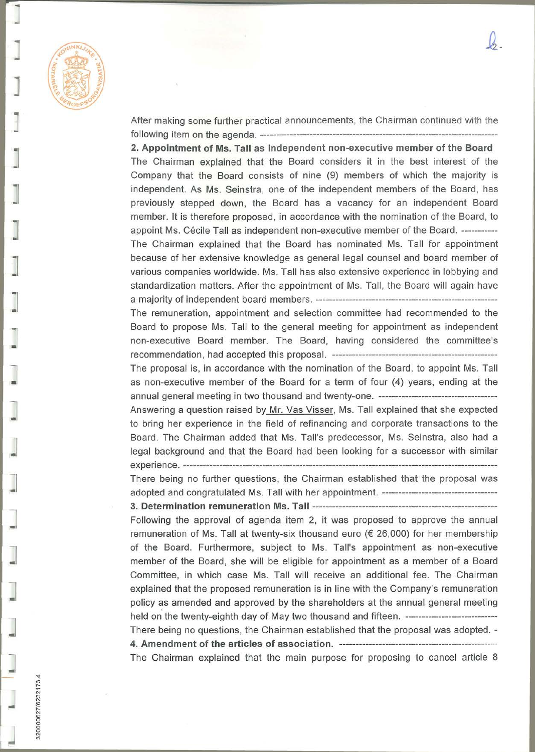After making some further practical announcements, the Chairman continued with the following item on the agenda. ---------------------------------------------------------------------

**2. Appointment of Ms. Tall as independent non-executive member of the Board**

The Chairman explained that the Board considers it in the best interest of the Company that the Board consists of nine (9) members of which the majority is independent. As Ms. Seinstra, one of the independent members of the Board, has previously stepped down, the Board has a vacancy for an independent Board member. It is therefore proposed, in accordance with the nomination of the Board, to appoint Ms. Cécile Tall as independent non-executive member of the Board. -----------

The Chairman explained that the Board has nominated Ms. Tall for appointment because of her extensive knowledge as general legal counsel and board member of various companies worldwide. Ms. Tall has also extensive experience in lobbying and standardization matters. After the appointment of Ms. Tall, the Board will again have a majority of independent board members. ------------------------------------------------------

The remuneration, appointment and selection committee had recommended to the Board to propose Ms. Tall to the general meeting for appointment as independent non-executive Board member. The Board, having considered the committee's recommendation, had accepted this proposal. -------------------------------------------------

The proposal is, in accordance with the nomination of the Board, to appoint Ms. Tall as non-executive member of the Board for a term of four (4) years, ending at the annual general meeting in two thousand and twenty-one. -----------------------------------

Answering a question raised by Mr. Vas Visser, Ms. Tall explained that she expected to bring her experience in the field of refinancing and corporate transactions to the Board. The Chairman added that Ms. Tall's predecessor, Ms. Seinstra, also had a legal background and that the Board had been looking for a successor with similar experience. ---------------------------------------------------------------------------------------------

There being no further questions, the Chairman established that the proposal was adopted and congratulated Ms. Tall with her appointment. -----------------------------------

**3. Determination remuneration Ms. Tall** --------------------------------------------------------

Following the approval of agenda item 2, it was proposed to approve the annual remuneration of Ms. Tall at twenty-six thousand euro (€ 26,000) for her membership of the Board. Furthermore, subject to Ms. Tall's appointment as non-executive member of the Board, she will be eligible for appointment as a member of a Board Committee, in which case Ms. Tall will receive an additional fee. The Chairman explained that the proposed remuneration is in line with the Company's remuneration policy as amended and approved by the shareholders at the annual general meeting held on the twenty-eighth day of May two thousand and fifteen. ---------------------------

There being no questions, the Chairman established that the proposal was adopted. -

**4. Amendment of the articles of association.** ------------------------------------------------

The Chairman explained that the main purpose for proposing to cancel article 8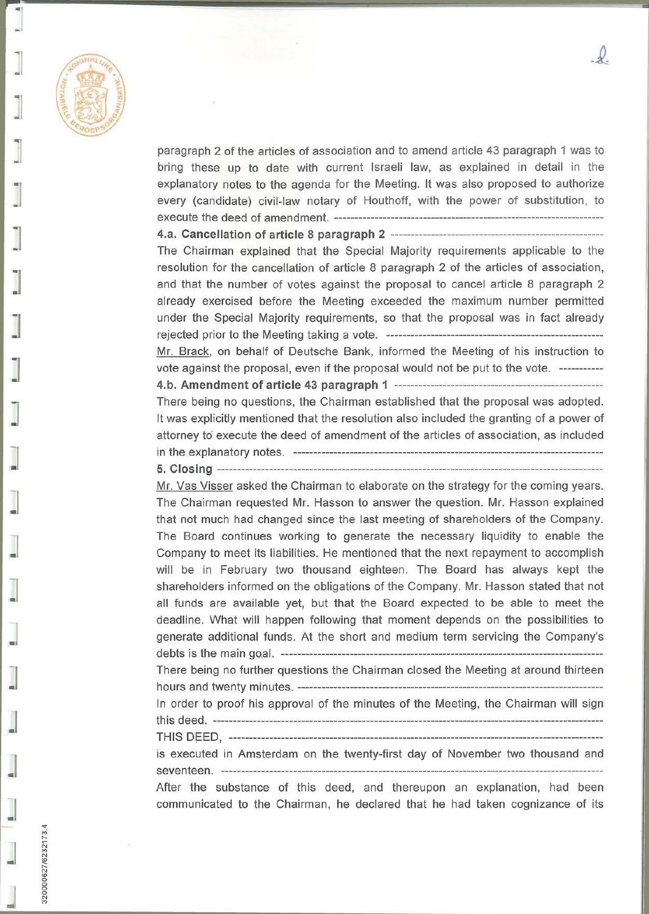paragraph 2 of the articles of association and to amend article 43 paragraph 1 was to bring these up to date with current Israeli law, as explained in detail in the explanatory notes to the agenda for the Meeting. It was also proposed to authorize every (candidate) civil-law notary of Houthoff, with the power of substitution, to execute the deed of amendment. ---

**4.a. Cancellation of article 8 paragraph 2** ---

The Chairman explained that the Special Majority requirements applicable to the resolution for the cancellation of article 8 paragraph 2 of the articles of association, and that the number of votes against the proposal to cancel article 8 paragraph 2 already exercised before the Meeting exceeded the maximum number permitted under the Special Majority requirements, so that the proposal was in fact already rejected prior to the Meeting taking a vote. ---

Mr. Brack, on behalf of Deutsche Bank, informed the Meeting of his instruction to vote against the proposal, even if the proposal would not be put to the vote. ---

**4.b. Amendment of article 43 paragraph 1** ---

There being no questions, the Chairman established that the proposal was adopted. It was explicitly mentioned that the resolution also included the granting of a power of attorney to execute the deed of amendment of the articles of association, as included in the explanatory notes. ---

**5. Closing** ---

Mr. Vas Visser asked the Chairman to elaborate on the strategy for the coming years. The Chairman requested Mr. Hasson to answer the question. Mr. Hasson explained that not much had changed since the last meeting of shareholders of the Company. The Board continues working to generate the necessary liquidity to enable the Company to meet its liabilities. He mentioned that the next repayment to accomplish will be in February two thousand eighteen. The Board has always kept the shareholders informed on the obligations of the Company. Mr. Hasson stated that not all funds are available yet, but that the Board expected to be able to meet the deadline. What will happen following that moment depends on the possibilities to generate additional funds. At the short and medium term servicing the Company's debts is the main goal. ---

There being no further questions the Chairman closed the Meeting at around thirteen hours and twenty minutes. ---

In order to proof his approval of the minutes of the Meeting, the Chairman will sign this deed. ---

THIS DEED, ---

is executed in Amsterdam on the twenty-first day of November two thousand and seventeen. ---

After the substance of this deed, and thereupon an explanation, had been communicated to the Chairman, he declared that he had taken cognizance of its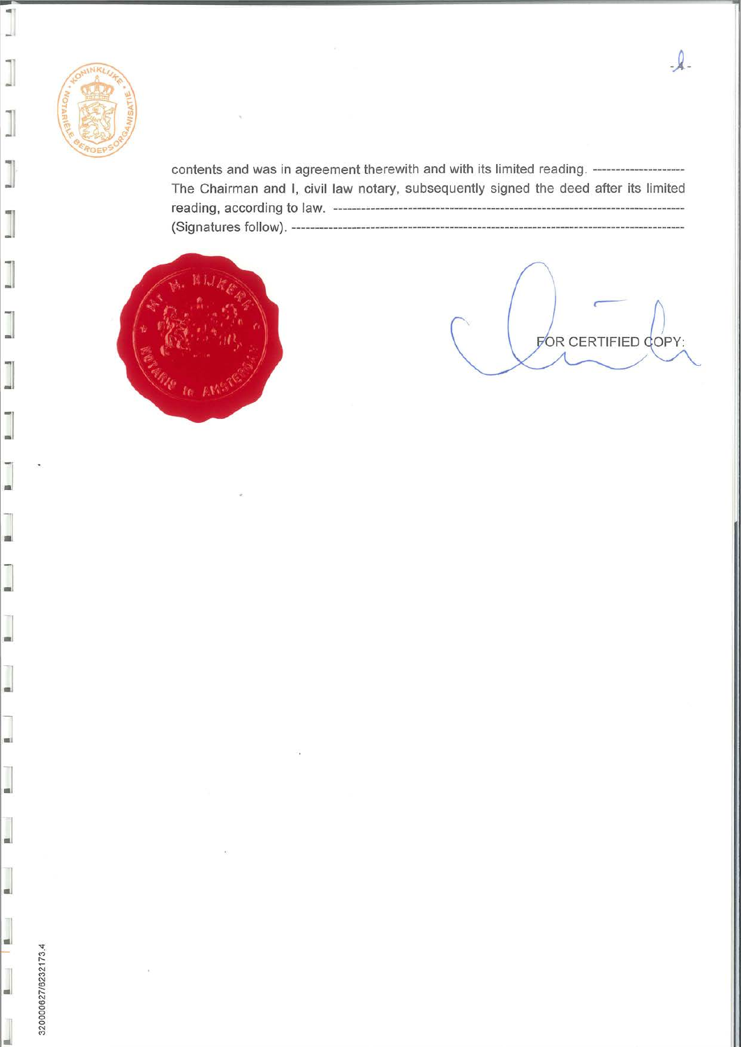contents and was in agreement therewith and with its limited reading. -------------------

The Chairman and I, civil law notary, subsequently signed the deed after its limited reading, according to law. ---------------------------------------------------------------------------

(Signatures follow). ------------------------------------------------------------------------------

FOR CERTIFIED COPY:

320000627/8232173.4